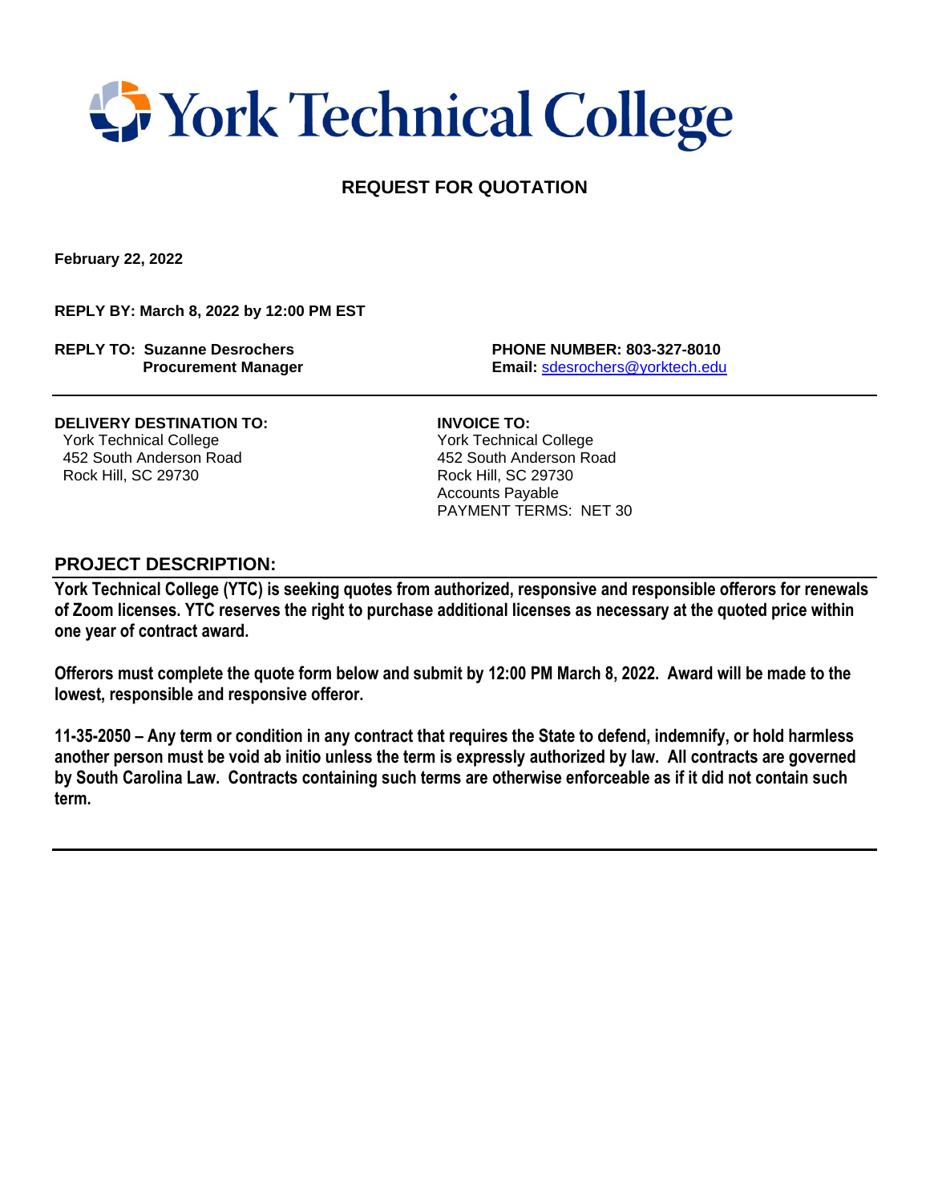# York Technical College

## REQUEST FOR QUOTATION

**February 22, 2022**

**REPLY BY: March 8, 2022 by 12:00 PM EST**

**REPLY TO: Suzanne Desrochers**
**Procurement Manager**

**PHONE NUMBER: 803-327-8010**
**Email:** sdesrochers@yorktech.edu

---

**DELIVERY DESTINATION TO:**
York Technical College
452 South Anderson Road
Rock Hill, SC 29730

**INVOICE TO:**
York Technical College
452 South Anderson Road
Rock Hill, SC 29730
Accounts Payable
PAYMENT TERMS: NET 30

## PROJECT DESCRIPTION:

**York Technical College (YTC) is seeking quotes from authorized, responsive and responsible offerors for renewals of Zoom licenses. YTC reserves the right to purchase additional licenses as necessary at the quoted price within one year of contract award.**

**Offerors must complete the quote form below and submit by 12:00 PM March 8, 2022. Award will be made to the lowest, responsible and responsive offeror.**

**11-35-2050 – Any term or condition in any contract that requires the State to defend, indemnify, or hold harmless another person must be void ab initio unless the term is expressly authorized by law. All contracts are governed by South Carolina Law. Contracts containing such terms are otherwise enforceable as if it did not contain such term.**

---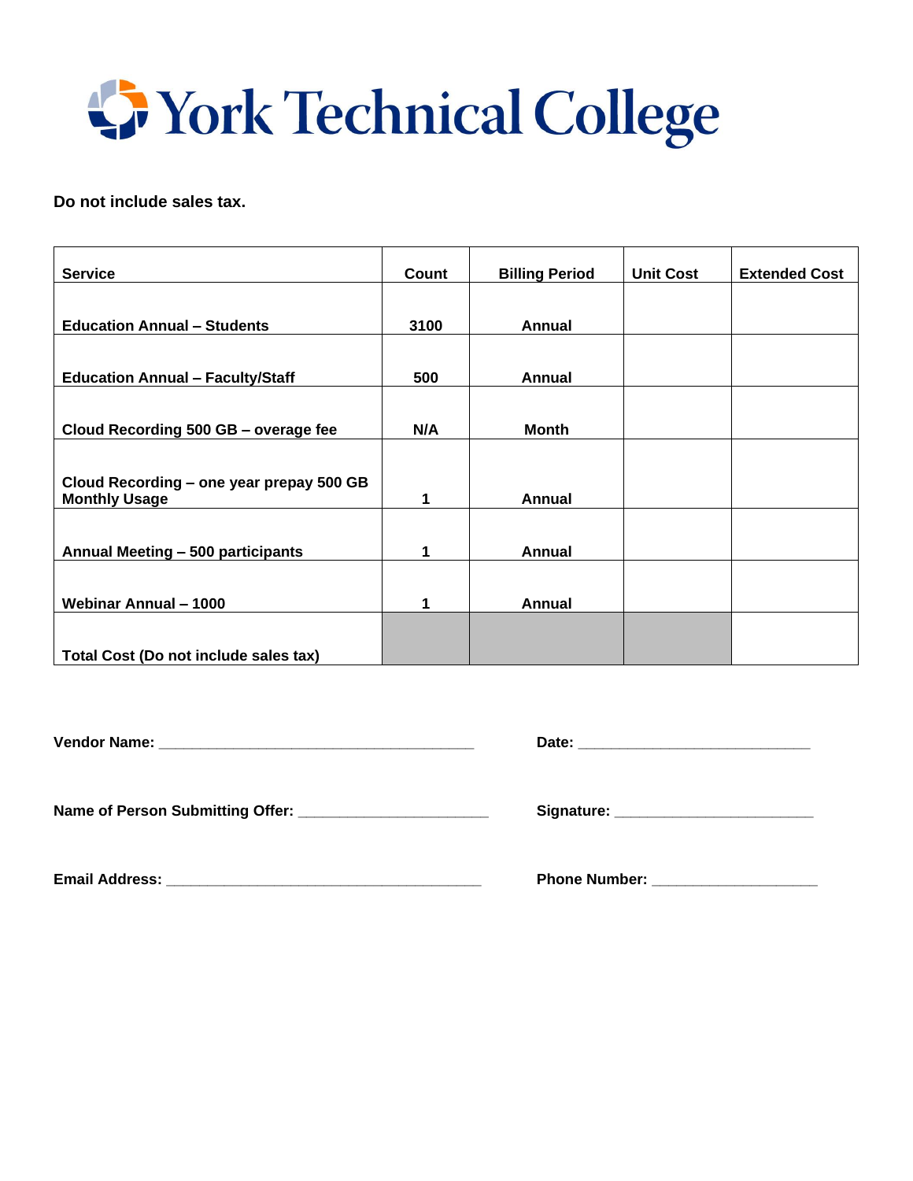# York Technical College

**Do not include sales tax.**

| Service | Count | Billing Period | Unit Cost | Extended Cost |
|---|---|---|---|---|
| **Education Annual – Students** | **3100** | **Annual** | | |
| **Education Annual – Faculty/Staff** | **500** | **Annual** | | |
| **Cloud Recording 500 GB – overage fee** | **N/A** | **Month** | | |
| **Cloud Recording – one year prepay 500 GB Monthly Usage** | **1** | **Annual** | | |
| **Annual Meeting – 500 participants** | **1** | **Annual** | | |
| **Webinar Annual – 1000** | **1** | **Annual** | | |
| **Total Cost (Do not include sales tax)** | | | | |

**Vendor Name:** ________________________________________ **Date:** _____________________________

**Name of Person Submitting Offer:** ________________________ **Signature:** _________________________

**Email Address:** ________________________________________ **Phone Number:** _____________________